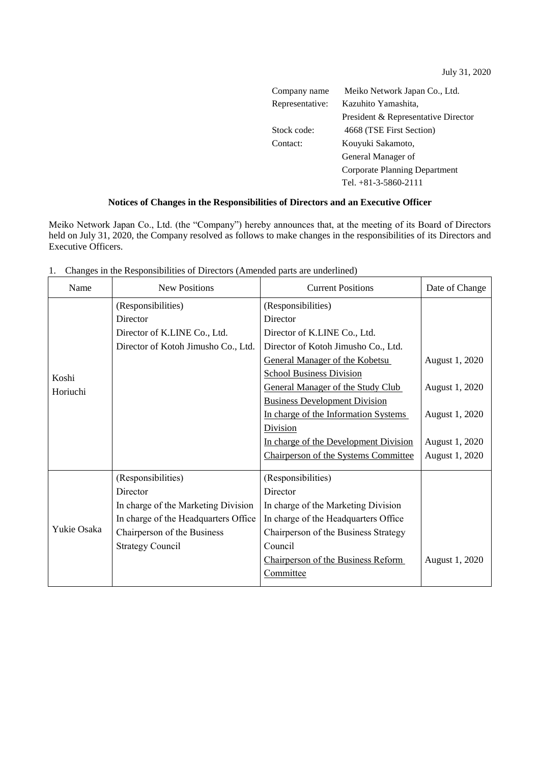July 31, 2020

Company name: Meiko Network Japan Co., Ltd.
Representative: Kazuhito Yamashita, President & Representative Director
Stock code: 4668 (TSE First Section)
Contact: Kouyuki Sakamoto, General Manager of Corporate Planning Department
Tel. +81-3-5860-2111

## Notices of Changes in the Responsibilities of Directors and an Executive Officer

Meiko Network Japan Co., Ltd. (the "Company") hereby announces that, at the meeting of its Board of Directors held on July 31, 2020, the Company resolved as follows to make changes in the responsibilities of its Directors and Executive Officers.

1. Changes in the Responsibilities of Directors (Amended parts are underlined)

| Name | New Positions | Current Positions | Date of Change |
|---|---|---|---|
| Koshi Horiuchi | (Responsibilities)<br>Director<br>Director of K.LINE Co., Ltd.<br>Director of Kotoh Jimusho Co., Ltd. | (Responsibilities)<br>Director<br>Director of K.LINE Co., Ltd.<br>Director of Kotoh Jimusho Co., Ltd.<br><u>General Manager of the Kobetsu School Business Division</u><br><u>General Manager of the Study Club Business Development Division</u><br><u>In charge of the Information Systems Division</u><br><u>In charge of the Development Division</u><br><u>Chairperson of the Systems Committee</u> | <br><br><br><br>August 1, 2020<br>August 1, 2020<br>August 1, 2020<br>August 1, 2020<br>August 1, 2020 |
| Yukie Osaka | (Responsibilities)<br>Director<br>In charge of the Marketing Division<br>In charge of the Headquarters Office<br>Chairperson of the Business Strategy Council | (Responsibilities)<br>Director<br>In charge of the Marketing Division<br>In charge of the Headquarters Office<br>Chairperson of the Business Strategy Council<br><u>Chairperson of the Business Reform Committee</u> | <br><br><br><br><br>August 1, 2020 |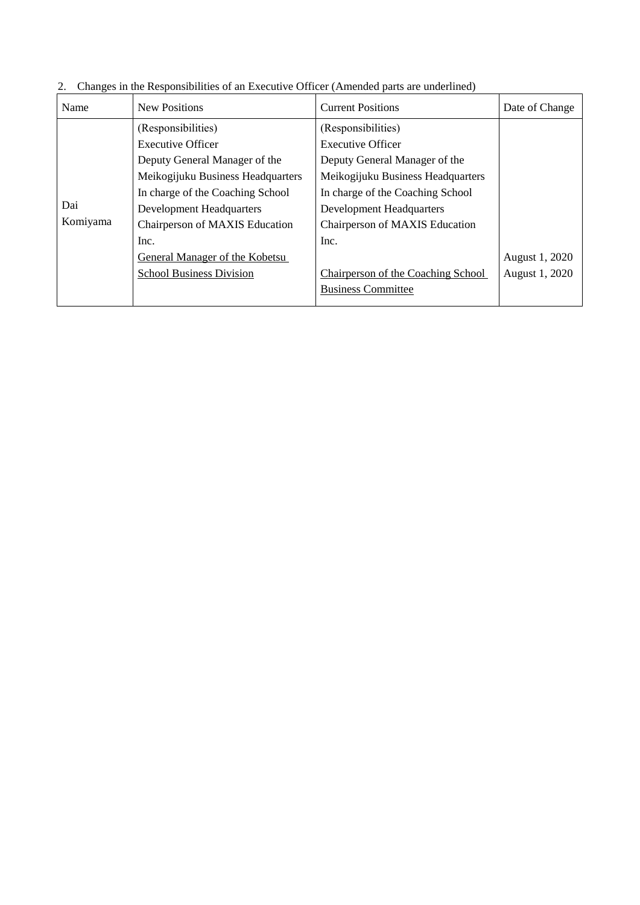2. Changes in the Responsibilities of an Executive Officer (Amended parts are underlined)

| Name | New Positions | Current Positions | Date of Change |
|---|---|---|---|
| Dai Komiyama | (Responsibilities)<br>Executive Officer<br>Deputy General Manager of the Meikogijuku Business Headquarters<br>In charge of the Coaching School Development Headquarters<br>Chairperson of MAXIS Education Inc.<br><u>General Manager of the Kobetsu School Business Division</u> | (Responsibilities)<br>Executive Officer<br>Deputy General Manager of the Meikogijuku Business Headquarters<br>In charge of the Coaching School Development Headquarters<br>Chairperson of MAXIS Education Inc.<br><br><u>Chairperson of the Coaching School Business Committee</u> | <br><br><br><br><br><br><br><br>August 1, 2020<br>August 1, 2020 |